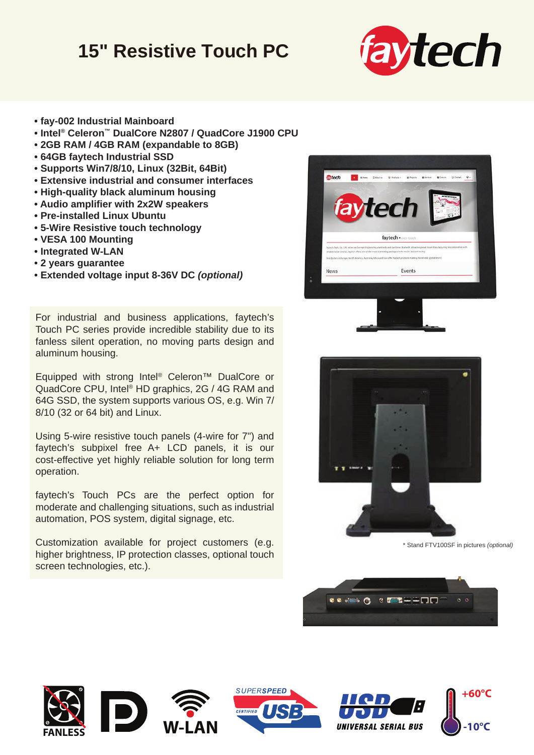# 15" Resistive Touch PC

- fay-002 Industrial Mainboard
- Intel® Celeron™ DualCore N2807 / QuadCore J1900 CPU
- 2GB RAM / 4GB RAM (expandable to 8GB)
- 64GB faytech Industrial SSD
- Supports Win7/8/10, Linux (32Bit, 64Bit)
- Extensive industrial and consumer interfaces
- High-quality black aluminum housing
- Audio amplifier with 2x2W speakers
- Pre-installed Linux Ubuntu
- 5-Wire Resistive touch technology
- VESA 100 Mounting
- Integrated W-LAN
- 2 years guarantee
- Extended voltage input 8-36V DC *(optional)*

For industrial and business applications, faytech's Touch PC series provide incredible stability due to its fanless silent operation, no moving parts design and aluminum housing.

Equipped with strong Intel® Celeron™ DualCore or QuadCore CPU, Intel® HD graphics, 2G / 4G RAM and 64G SSD, the system supports various OS, e.g. Win 7/ 8/10 (32 or 64 bit) and Linux.

Using 5-wire resistive touch panels (4-wire for 7") and faytech's subpixel free A+ LCD panels, it is our cost-effective yet highly reliable solution for long term operation.

faytech's Touch PCs are the perfect option for moderate and challenging situations, such as industrial automation, POS system, digital signage, etc.

Customization available for project customers (e.g. higher brightness, IP protection classes, optional touch screen technologies, etc.).

\* Stand FTV100SF in pictures *(optional)*

FANLESS W-LAN SUPERSPEED USB UNIVERSAL SERIAL BUS +60°C -10°C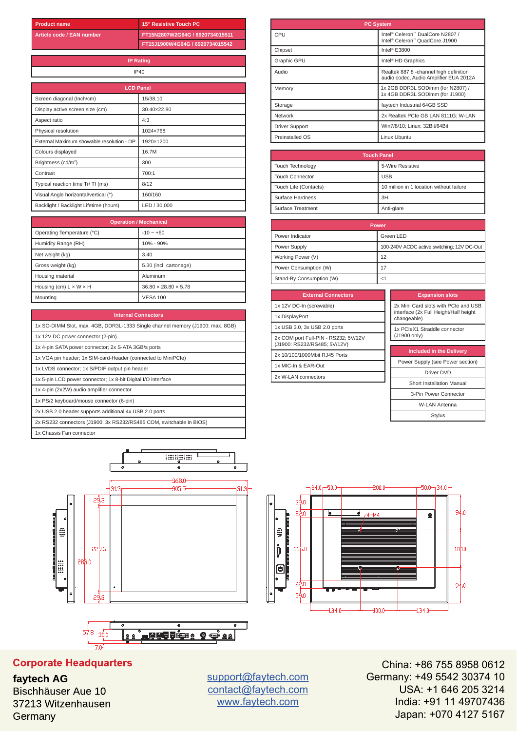| Product name | 15" Resistive Touch PC |
|---|---|
| Article code / EAN number | FT15N2807W2G64G / 6920734015511 |
| | FT15J1900W4G64G / 6920734015542 |

| IP Rating |
|---|
| IP40 |

| LCD Panel | |
|---|---|
| Screen diagonal (Inch/cm) | 15/38.10 |
| Display active screen size (cm) | 30.40×22.80 |
| Aspect ratio | 4:3 |
| Physical resolution | 1024×768 |
| External Maximum showable resolution - DP | 1920×1200 |
| Colours displayed | 16.7M |
| Brightness (cd/m$^2$) | 300 |
| Contrast | 700:1 |
| Typical reaction time Tr/ Tf (ms) | 8/12 |
| Visual Angle horizontal/vertical (°) | 160/160 |
| Backlight / Backlight Lifetime (hours) | LED / 30,000 |

| Operation / Mechanical | |
|---|---|
| Operating Temperature (°C) | -10 ~ +60 |
| Humidity Range (RH) | 10% - 90% |
| Net weight (kg) | 3.40 |
| Gross weight (kg) | 5.30 (incl. cartonage) |
| Housing material | Aluminum |
| Housing (cm) L × W × H | 36.80 × 28.80 × 5.78 |
| Mounting | VESA 100 |

| Internal Connectors |
|---|
| 1x SO-DIMM Slot, max. 4GB, DDR3L-1333 Single channel memory (J1900: max. 8GB) |
| 1x 12V DC power connector (2-pin) |
| 1x 4-pin SATA power connector; 2x S-ATA 3GB/s ports |
| 1x VGA pin header; 1x SIM-card-Header (connected to MiniPCIe) |
| 1x LVDS connector; 1x S/PDIF output pin header |
| 1x 5-pin LCD power connector; 1x 8-bit Digital I/O interface |
| 1x 4-pin (2x2W) audio amplifier connector |
| 1x PS/2 keyboard/mouse connector (6-pin) |
| 2x USB 2.0 header supports additional 4x USB 2.0 ports |
| 2x RS232 connectors (J1900: 3x RS232/RS485 COM, switchable in BIOS) |
| 1x Chassis Fan connector |

| PC System | |
|---|---|
| CPU | Intel® Celeron™ DualCore N2807 / Intel® Celeron™ QuadCore J1900 |
| Chipset | Intel® E3800 |
| Graphic GPU | Intel® HD Graphics |
| Audio | Realtek 887 8 -channel high definition audio codec, Audio Amplifier EUA 2012A |
| Memory | 1x 2GB DDR3L SODimm (for N2807) / 1x 4GB DDR3L SODimm (for J1900) |
| Storage | faytech Industrial 64GB SSD |
| Network | 2x Realtek PCIe GB LAN 8111G; W-LAN |
| Driver Support | Win7/8/10; Linux; 32Bit/64Bit |
| Preinstalled OS | Linux Ubuntu |

| Touch Panel | |
|---|---|
| Touch Technology | 5-Wire Resistive |
| Touch Connector | USB |
| Touch Life (Contacts) | 10 million in 1 location without failure |
| Surface Hardness | 3H |
| Surface Treatment | Anti-glare |

| Power | |
|---|---|
| Power Indicator | Green LED |
| Power Supply | 100-240V ACDC active switching; 12V DC-Out |
| Working Power (V) | 12 |
| Power Consumption (W) | 17 |
| Stand-By Consumption (W) | <1 |

| External Connectors |
|---|
| 1x 12V DC-In (screwable) |
| 1x DisplayPort |
| 1x USB 3.0, 3x USB 2.0 ports |
| 2x COM port Full-PIN - RS232; 5V/12V (J1900: RS232/RS485; 5V/12V) |
| 2x 10/100/1000Mbit RJ45 Ports |
| 1x MIC-In & EAR-Out |
| 2x W-LAN connectors |

| Expansion slots |
|---|
| 2x Mini Card slots with PCIe and USB interface (2x Full Height/Half height changeable) |
| 1x PCIeX1 Straddle connector (J1900 only) |

| Included in the Delivery |
|---|
| Power Supply (see Power section) |
| Driver DVD |
| Short Installation Manual |
| 3-Pin Power Connector |
| W-LAN Antenna |
| Stylus |

368.0
31.3 305.5 31.3
29.3
229.5
288.0
29.3

34.0 50.0 200.0 50.0 34.0
39.0
22.0
4-M4
94.0
165.0
100.0
22.0
94.0
39.0
134.0 100.0 134.0

57.8 30.0
7.0

## Corporate Headquarters

**faytech AG**
Bischhäuser Aue 10
37213 Witzenhausen
Germany

support@faytech.com
contact@faytech.com
www.faytech.com

China: +86 755 8958 0612
Germany: +49 5542 30374 10
USA: +1 646 205 3214
India: +91 11 49707436
Japan: +070 4127 5167